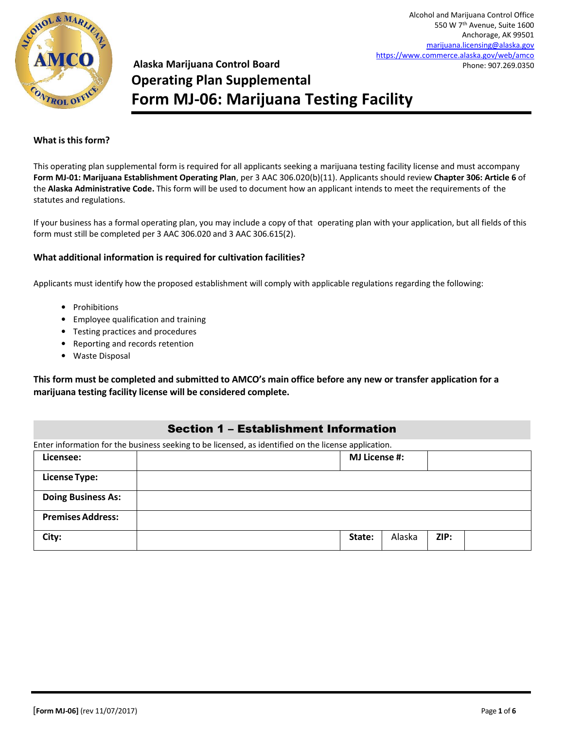Alcohol and Marijuana Control Office
550 W 7th Avenue, Suite 1600
Anchorage, AK 99501
marijuana.licensing@alaska.gov
https://www.commerce.alaska.gov/web/amco
Phone: 907.269.0350

**Alaska Marijuana Control Board**

# Operating Plan Supplemental
# Form MJ-06: Marijuana Testing Facility

### What is this form?

This operating plan supplemental form is required for all applicants seeking a marijuana testing facility license and must accompany **Form MJ-01: Marijuana Establishment Operating Plan**, per 3 AAC 306.020(b)(11). Applicants should review **Chapter 306: Article 6** of the **Alaska Administrative Code.** This form will be used to document how an applicant intends to meet the requirements of the statutes and regulations.

If your business has a formal operating plan, you may include a copy of that operating plan with your application, but all fields of this form must still be completed per 3 AAC 306.020 and 3 AAC 306.615(2).

### What additional information is required for cultivation facilities?

Applicants must identify how the proposed establishment will comply with applicable regulations regarding the following:

- Prohibitions
- Employee qualification and training
- Testing practices and procedures
- Reporting and records retention
- Waste Disposal

**This form must be completed and submitted to AMCO's main office before any new or transfer application for a marijuana testing facility license will be considered complete.**

## Section 1 – Establishment Information

Enter information for the business seeking to be licensed, as identified on the license application.

| | | | | | |
|---|---|---|---|---|---|
| **Licensee:** | | **MJ License #:** | | | |
| **License Type:** | | | | | |
| **Doing Business As:** | | | | | |
| **Premises Address:** | | | | | |
| **City:** | | **State:** | Alaska | **ZIP:** | |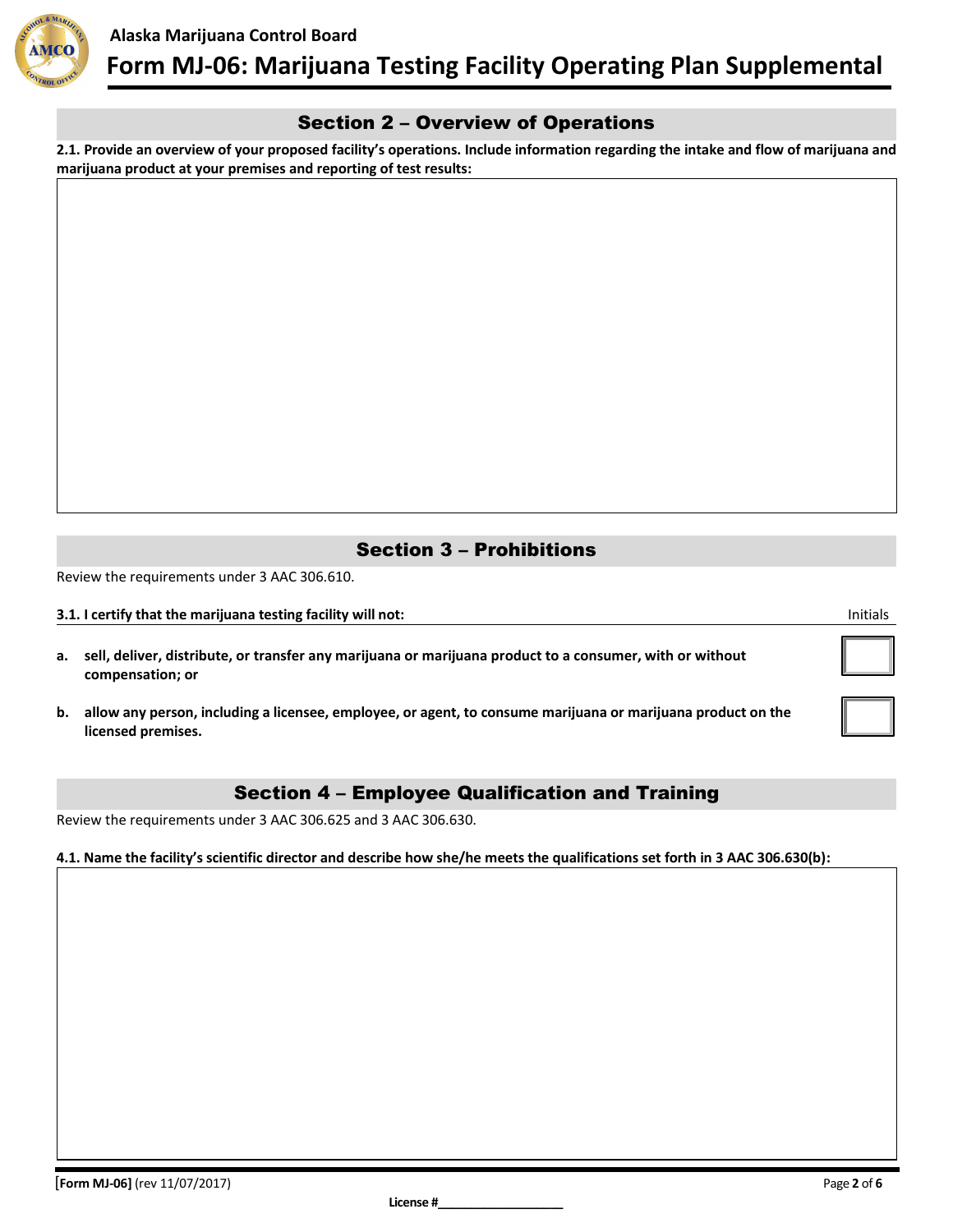## Section 2 – Overview of Operations

**2.1. Provide an overview of your proposed facility's operations. Include information regarding the intake and flow of marijuana and marijuana product at your premises and reporting of test results:**

## Section 3 – Prohibitions

Review the requirements under 3 AAC 306.610.

| **3.1. I certify that the marijuana testing facility will not:** | Initials |
|---|---|
| **a. sell, deliver, distribute, or transfer any marijuana or marijuana product to a consumer, with or without compensation; or** | |
| **b. allow any person, including a licensee, employee, or agent, to consume marijuana or marijuana product on the licensed premises.** | |

## Section 4 – Employee Qualification and Training

Review the requirements under 3 AAC 306.625 and 3 AAC 306.630.

**4.1. Name the facility's scientific director and describe how she/he meets the qualifications set forth in 3 AAC 306.630(b):**

**[Form MJ-06]** (rev 11/07/2017)

**License #\_\_\_\_\_\_\_\_\_\_\_\_\_\_\_\_\_\_**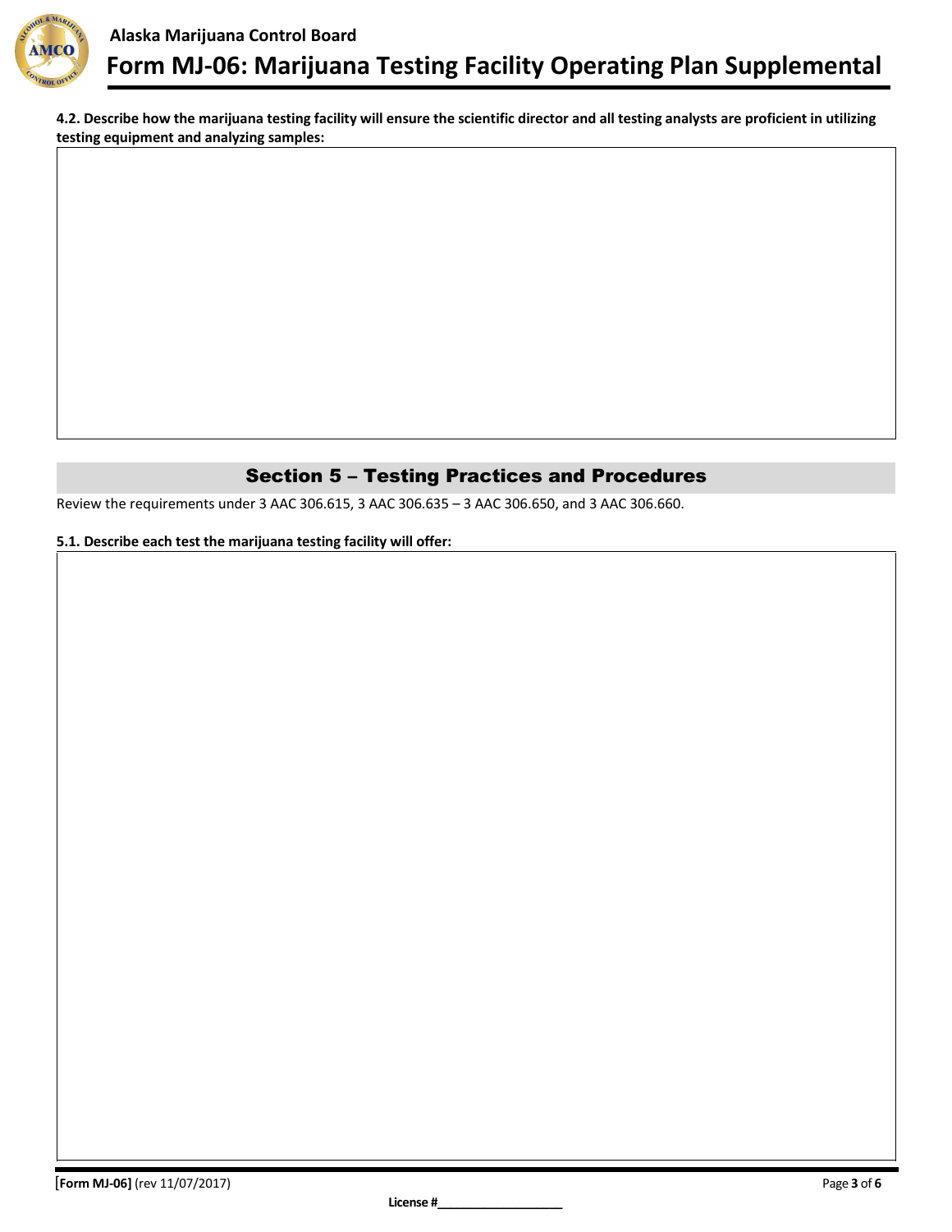**4.2. Describe how the marijuana testing facility will ensure the scientific director and all testing analysts are proficient in utilizing testing equipment and analyzing samples:**

## Section 5 – Testing Practices and Procedures

Review the requirements under 3 AAC 306.615, 3 AAC 306.635 – 3 AAC 306.650, and 3 AAC 306.660.

**5.1. Describe each test the marijuana testing facility will offer:**

License #\_\_\_\_\_\_\_\_\_\_\_\_\_\_\_\_\_\_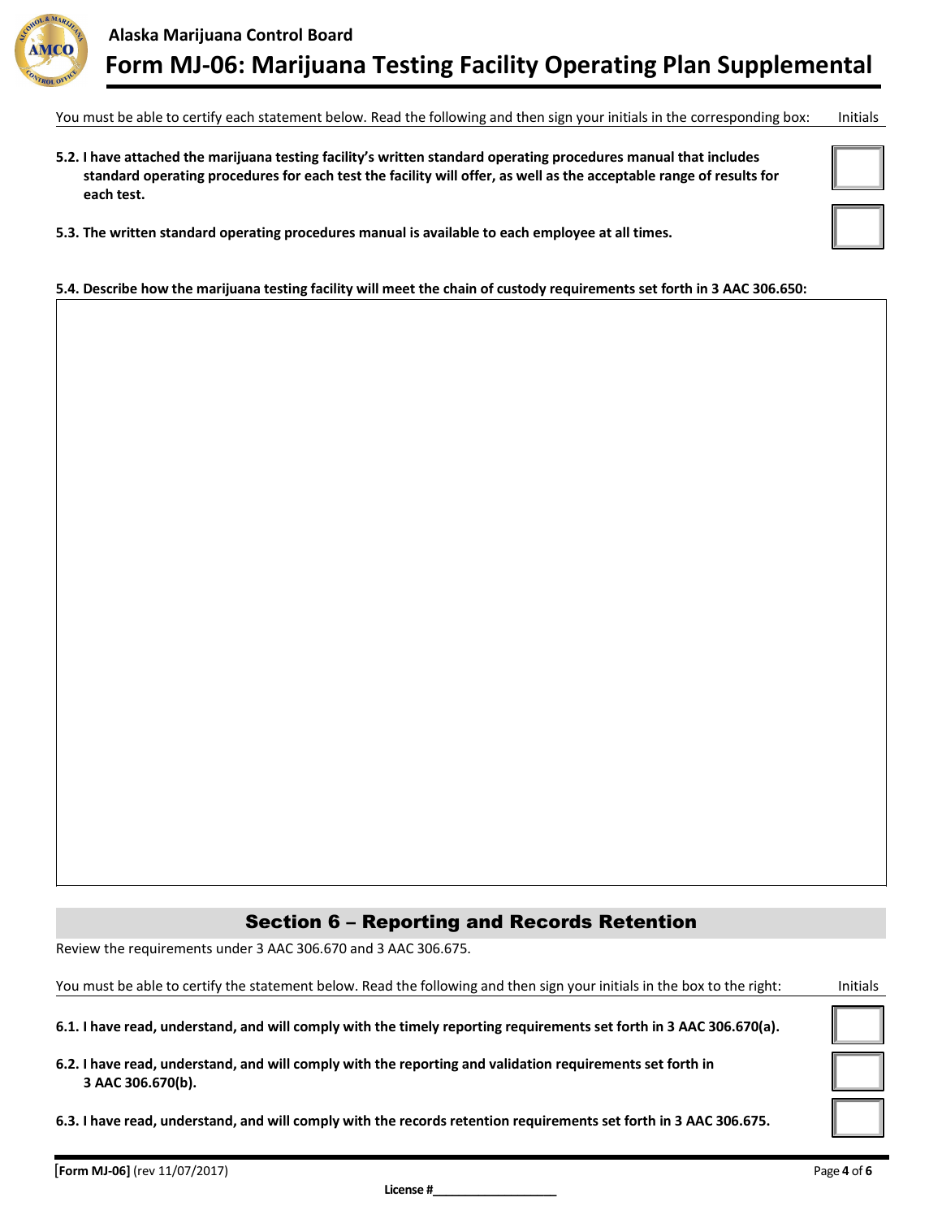You must be able to certify each statement below. Read the following and then sign your initials in the corresponding box: Initials

**5.2. I have attached the marijuana testing facility's written standard operating procedures manual that includes standard operating procedures for each test the facility will offer, as well as the acceptable range of results for each test.** ☐

**5.3. The written standard operating procedures manual is available to each employee at all times.** ☐

**5.4. Describe how the marijuana testing facility will meet the chain of custody requirements set forth in 3 AAC 306.650:**

## Section 6 – Reporting and Records Retention

Review the requirements under 3 AAC 306.670 and 3 AAC 306.675.

You must be able to certify the statement below. Read the following and then sign your initials in the box to the right: Initials

**6.1. I have read, understand, and will comply with the timely reporting requirements set forth in 3 AAC 306.670(a).** ☐

**6.2. I have read, understand, and will comply with the reporting and validation requirements set forth in 3 AAC 306.670(b).** ☐

**6.3. I have read, understand, and will comply with the records retention requirements set forth in 3 AAC 306.675.** ☐

**License #**___________________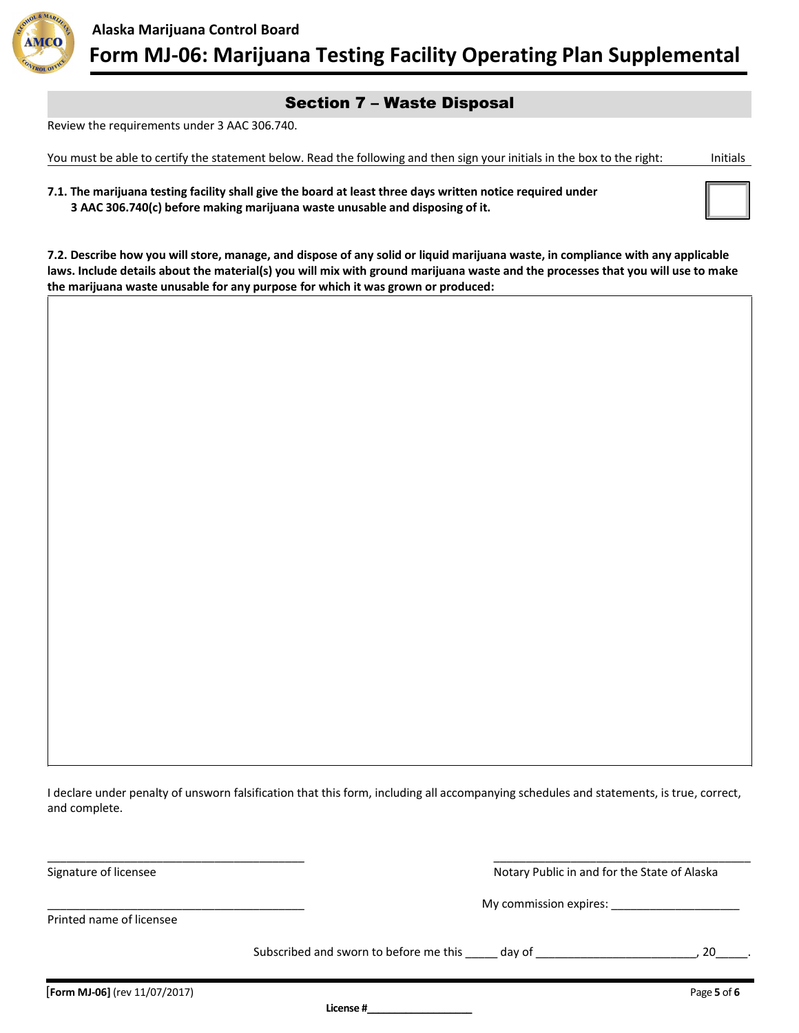## Section 7 – Waste Disposal

Review the requirements under 3 AAC 306.740.

You must be able to certify the statement below. Read the following and then sign your initials in the box to the right: Initials

**7.1. The marijuana testing facility shall give the board at least three days written notice required under 3 AAC 306.740(c) before making marijuana waste unusable and disposing of it.**

**7.2. Describe how you will store, manage, and dispose of any solid or liquid marijuana waste, in compliance with any applicable laws. Include details about the material(s) you will mix with ground marijuana waste and the processes that you will use to make the marijuana waste unusable for any purpose for which it was grown or produced:**

I declare under penalty of unsworn falsification that this form, including all accompanying schedules and statements, is true, correct, and complete.

_________________________________________
Signature of licensee

_________________________________________
Printed name of licensee

_________________________________________
Notary Public in and for the State of Alaska

My commission expires: ____________________

Subscribed and sworn to before me this _____ day of ________________________, 20_____.

**[Form MJ-06]** (rev 11/07/2017)

**License #** ___________________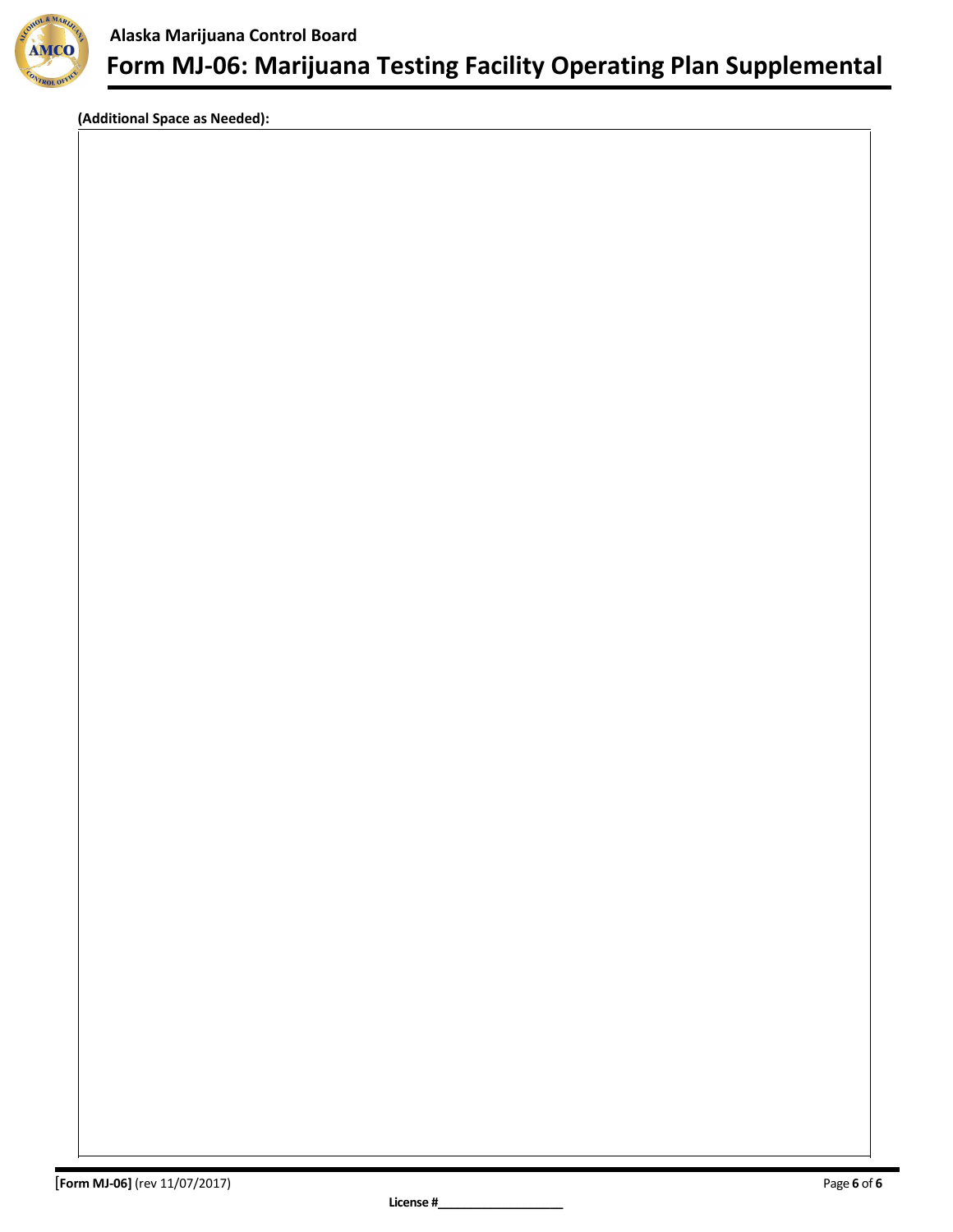**(Additional Space as Needed):**

License #__________________